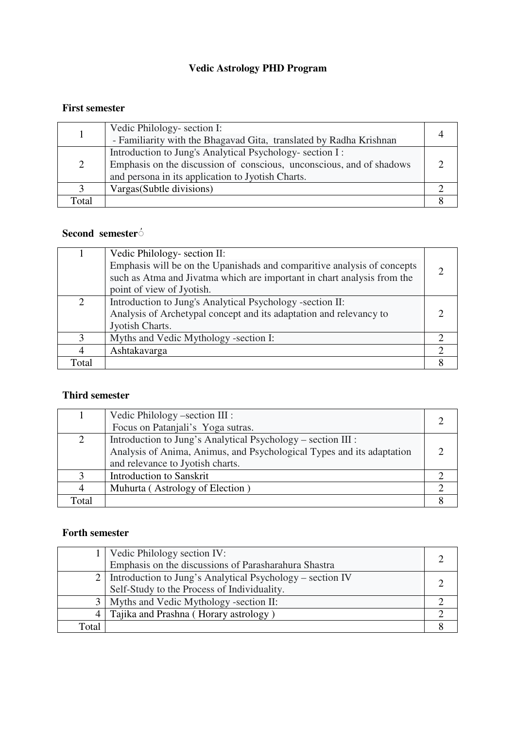# Vedic Astrology PHD Program

## First semester

| | | |
|---|---|---|
| 1 | Vedic Philology- section I:<br>- Familiarity with the Bhagavad Gita, translated by Radha Krishnan | 4 |
| 2 | Introduction to Jung's Analytical Psychology- section I :<br>Emphasis on the discussion of conscious, unconscious, and of shadows and persona in its application to Jyotish Charts. | 2 |
| 3 | Vargas(Subtle divisions) | 2 |
| Total | | 8 |

## Second semester

| | | |
|---|---|---|
| 1 | Vedic Philology- section II:<br>Emphasis will be on the Upanishads and comparitive analysis of concepts such as Atma and Jivatma which are important in chart analysis from the point of view of Jyotish. | 2 |
| 2 | Introduction to Jung's Analytical Psychology -section II:<br>Analysis of Archetypal concept and its adaptation and relevancy to Jyotish Charts. | 2 |
| 3 | Myths and Vedic Mythology -section I: | 2 |
| 4 | Ashtakavarga | 2 |
| Total | | 8 |

## Third semester

| | | |
|---|---|---|
| 1 | Vedic Philology –section III :<br>Focus on Patanjali's Yoga sutras. | 2 |
| 2 | Introduction to Jung's Analytical Psychology – section III :<br>Analysis of Anima, Animus, and Psychological Types and its adaptation and relevance to Jyotish charts. | 2 |
| 3 | Introduction to Sanskrit | 2 |
| 4 | Muhurta ( Astrology of Election ) | 2 |
| Total | | 8 |

## Forth semester

| | | |
|---|---|---|
| 1 | Vedic Philology section IV:<br>Emphasis on the discussions of Parasharahura Shastra | 2 |
| 2 | Introduction to Jung's Analytical Psychology – section IV<br>Self-Study to the Process of Individuality. | 2 |
| 3 | Myths and Vedic Mythology -section II: | 2 |
| 4 | Tajika and Prashna ( Horary astrology ) | 2 |
| Total | | 8 |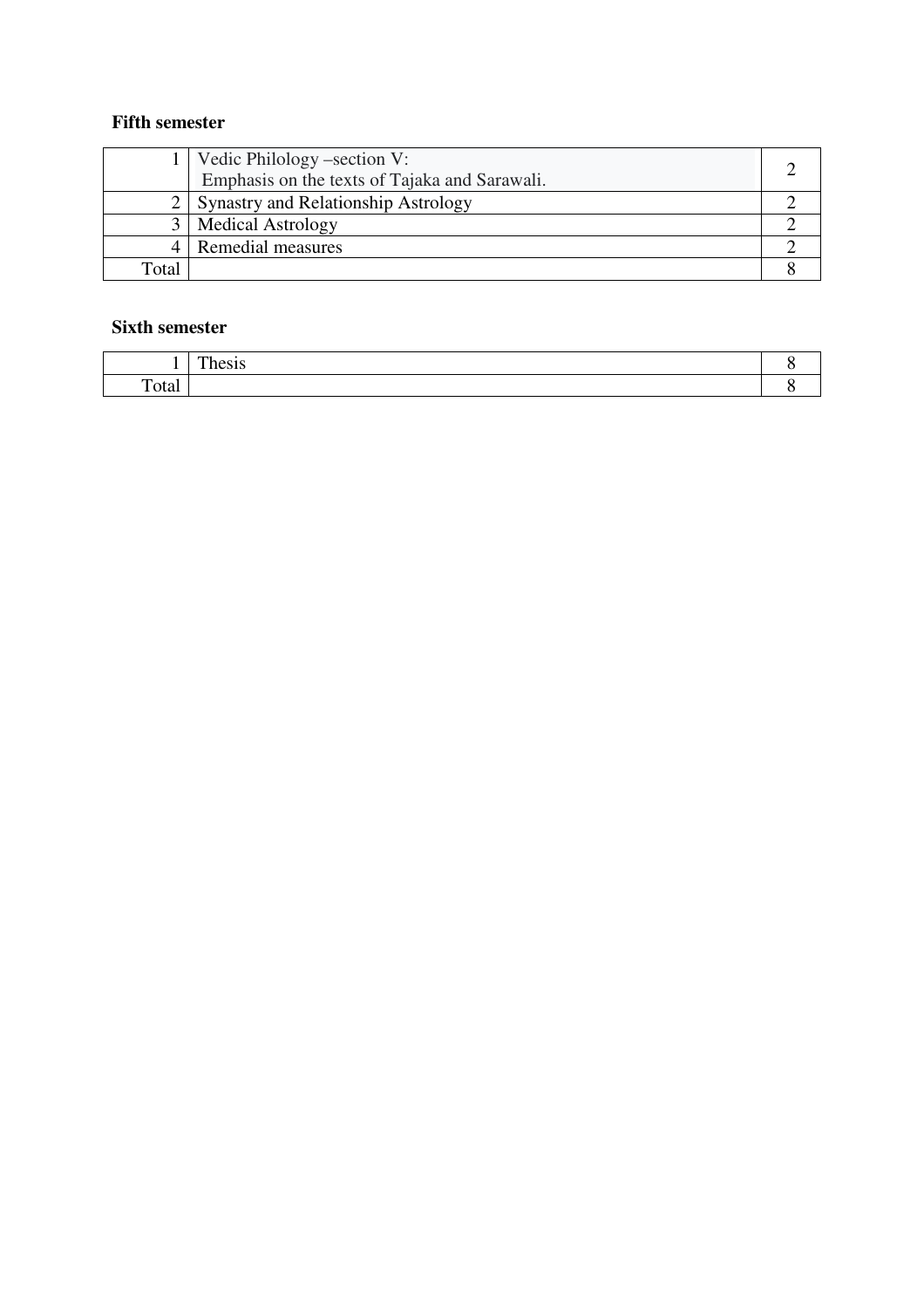**Fifth semester**

| | | |
|---|---|---|
| 1 | Vedic Philology –section V: Emphasis on the texts of Tajaka and Sarawali. | 2 |
| 2 | Synastry and Relationship Astrology | 2 |
| 3 | Medical Astrology | 2 |
| 4 | Remedial measures | 2 |
| Total | | 8 |

**Sixth semester**

| | | |
|---|---|---|
| 1 | Thesis | 8 |
| Total | | 8 |